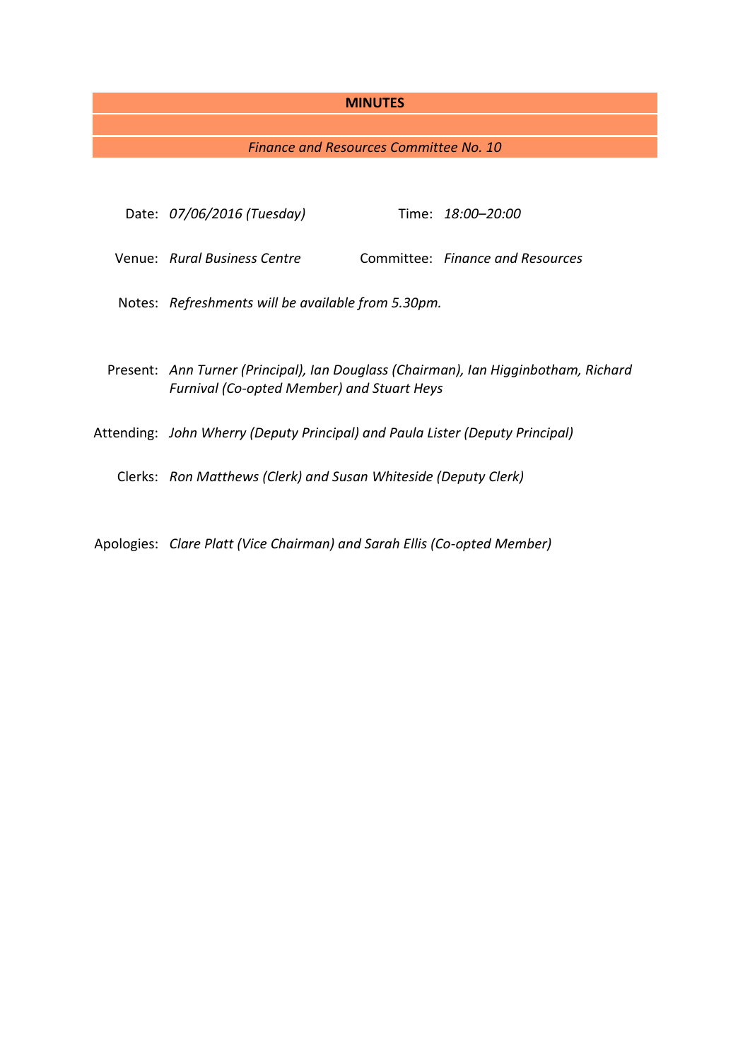**MINUTES**

*Finance and Resources Committee No. 10*

Date: *07/06/2016 (Tuesday)*

Time: *18:00–20:00*

Venue: *Rural Business Centre*

Committee: *Finance and Resources*

Notes: *Refreshments will be available from 5.30pm.*

Present: *Ann Turner (Principal), Ian Douglass (Chairman), Ian Higginbotham, Richard Furnival (Co-opted Member) and Stuart Heys*

Attending: *John Wherry (Deputy Principal) and Paula Lister (Deputy Principal)*

Clerks: *Ron Matthews (Clerk) and Susan Whiteside (Deputy Clerk)*

Apologies: *Clare Platt (Vice Chairman) and Sarah Ellis (Co-opted Member)*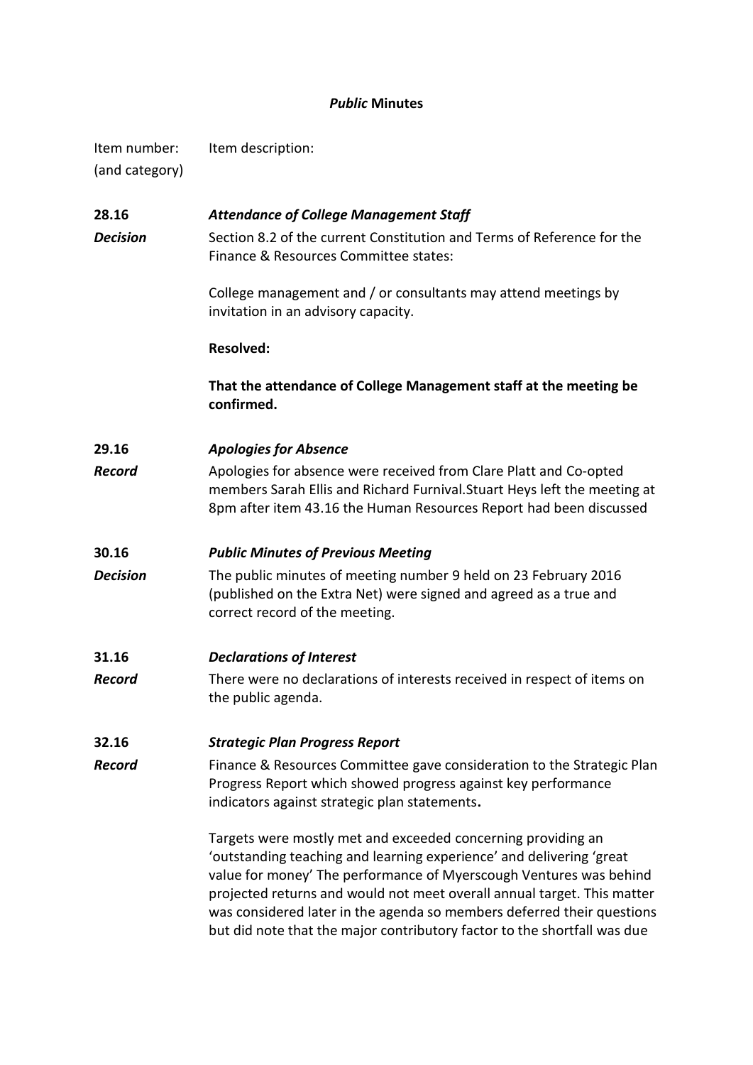### *Public* Minutes

| Item number: (and category) | Item description: |
|---|---|
| **28.16** | ***Attendance of College Management Staff*** |
| ***Decision*** | Section 8.2 of the current Constitution and Terms of Reference for the Finance & Resources Committee states:<br><br>College management and / or consultants may attend meetings by invitation in an advisory capacity.<br><br>**Resolved:**<br><br>**That the attendance of College Management staff at the meeting be confirmed.** |
| **29.16** | ***Apologies for Absence*** |
| ***Record*** | Apologies for absence were received from Clare Platt and Co-opted members Sarah Ellis and Richard Furnival.Stuart Heys left the meeting at 8pm after item 43.16 the Human Resources Report had been discussed |
| **30.16** | ***Public Minutes of Previous Meeting*** |
| ***Decision*** | The public minutes of meeting number 9 held on 23 February 2016 (published on the Extra Net) were signed and agreed as a true and correct record of the meeting. |
| **31.16** | ***Declarations of Interest*** |
| ***Record*** | There were no declarations of interests received in respect of items on the public agenda. |
| **32.16** | ***Strategic Plan Progress Report*** |
| ***Record*** | Finance & Resources Committee gave consideration to the Strategic Plan Progress Report which showed progress against key performance indicators against strategic plan statements**.**<br><br>Targets were mostly met and exceeded concerning providing an 'outstanding teaching and learning experience' and delivering 'great value for money' The performance of Myerscough Ventures was behind projected returns and would not meet overall annual target. This matter was considered later in the agenda so members deferred their questions but did note that the major contributory factor to the shortfall was due |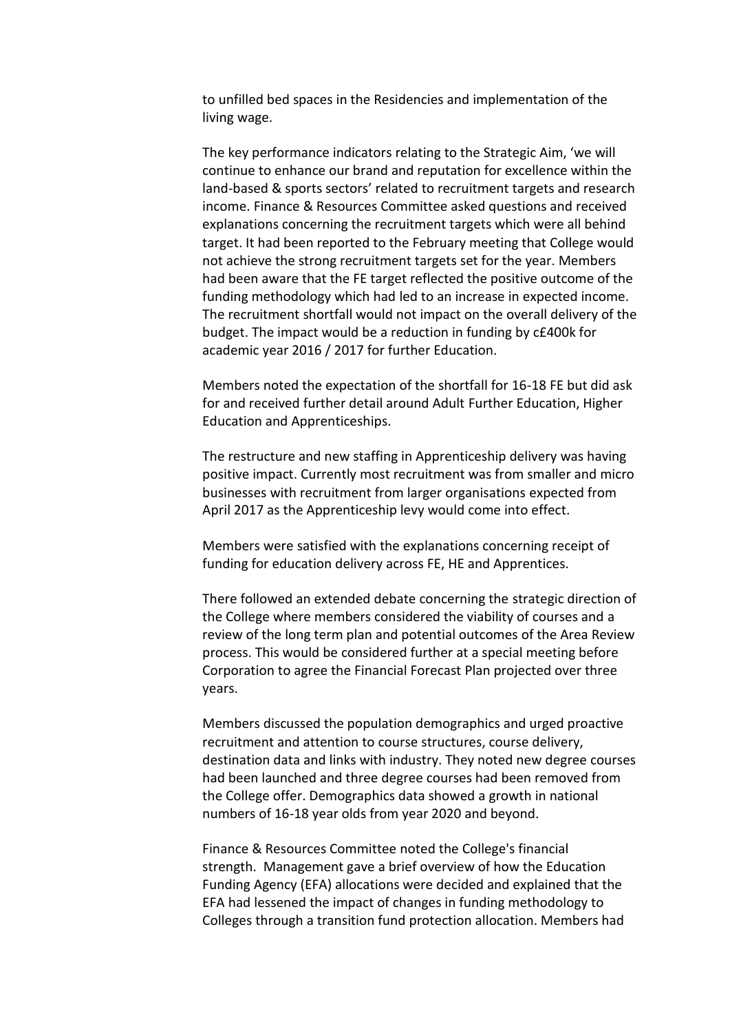to unfilled bed spaces in the Residencies and implementation of the living wage.

The key performance indicators relating to the Strategic Aim, 'we will continue to enhance our brand and reputation for excellence within the land-based & sports sectors' related to recruitment targets and research income. Finance & Resources Committee asked questions and received explanations concerning the recruitment targets which were all behind target. It had been reported to the February meeting that College would not achieve the strong recruitment targets set for the year. Members had been aware that the FE target reflected the positive outcome of the funding methodology which had led to an increase in expected income. The recruitment shortfall would not impact on the overall delivery of the budget. The impact would be a reduction in funding by c£400k for academic year 2016 / 2017 for further Education.

Members noted the expectation of the shortfall for 16-18 FE but did ask for and received further detail around Adult Further Education, Higher Education and Apprenticeships.

The restructure and new staffing in Apprenticeship delivery was having positive impact. Currently most recruitment was from smaller and micro businesses with recruitment from larger organisations expected from April 2017 as the Apprenticeship levy would come into effect.

Members were satisfied with the explanations concerning receipt of funding for education delivery across FE, HE and Apprentices.

There followed an extended debate concerning the strategic direction of the College where members considered the viability of courses and a review of the long term plan and potential outcomes of the Area Review process. This would be considered further at a special meeting before Corporation to agree the Financial Forecast Plan projected over three years.

Members discussed the population demographics and urged proactive recruitment and attention to course structures, course delivery, destination data and links with industry. They noted new degree courses had been launched and three degree courses had been removed from the College offer. Demographics data showed a growth in national numbers of 16-18 year olds from year 2020 and beyond.

Finance & Resources Committee noted the College's financial strength. Management gave a brief overview of how the Education Funding Agency (EFA) allocations were decided and explained that the EFA had lessened the impact of changes in funding methodology to Colleges through a transition fund protection allocation. Members had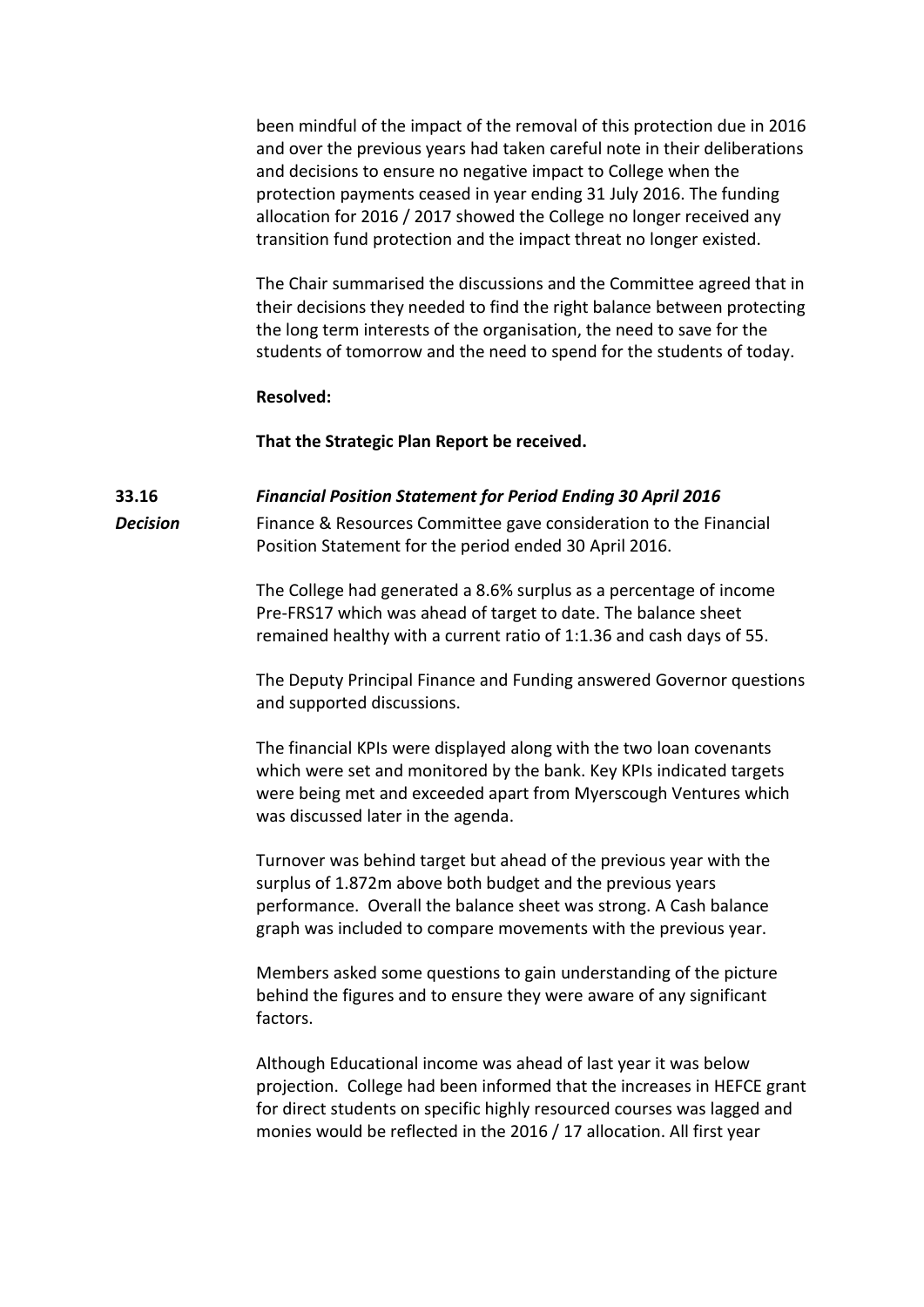been mindful of the impact of the removal of this protection due in 2016 and over the previous years had taken careful note in their deliberations and decisions to ensure no negative impact to College when the protection payments ceased in year ending 31 July 2016. The funding allocation for 2016 / 2017 showed the College no longer received any transition fund protection and the impact threat no longer existed.

The Chair summarised the discussions and the Committee agreed that in their decisions they needed to find the right balance between protecting the long term interests of the organisation, the need to save for the students of tomorrow and the need to spend for the students of today.

**Resolved:**

**That the Strategic Plan Report be received.**

**33.16** ***Financial Position Statement for Period Ending 30 April 2016***

***Decision***

Finance & Resources Committee gave consideration to the Financial Position Statement for the period ended 30 April 2016.

The College had generated a 8.6% surplus as a percentage of income Pre-FRS17 which was ahead of target to date. The balance sheet remained healthy with a current ratio of 1:1.36 and cash days of 55.

The Deputy Principal Finance and Funding answered Governor questions and supported discussions.

The financial KPIs were displayed along with the two loan covenants which were set and monitored by the bank. Key KPIs indicated targets were being met and exceeded apart from Myerscough Ventures which was discussed later in the agenda.

Turnover was behind target but ahead of the previous year with the surplus of 1.872m above both budget and the previous years performance. Overall the balance sheet was strong. A Cash balance graph was included to compare movements with the previous year.

Members asked some questions to gain understanding of the picture behind the figures and to ensure they were aware of any significant factors.

Although Educational income was ahead of last year it was below projection. College had been informed that the increases in HEFCE grant for direct students on specific highly resourced courses was lagged and monies would be reflected in the 2016 / 17 allocation. All first year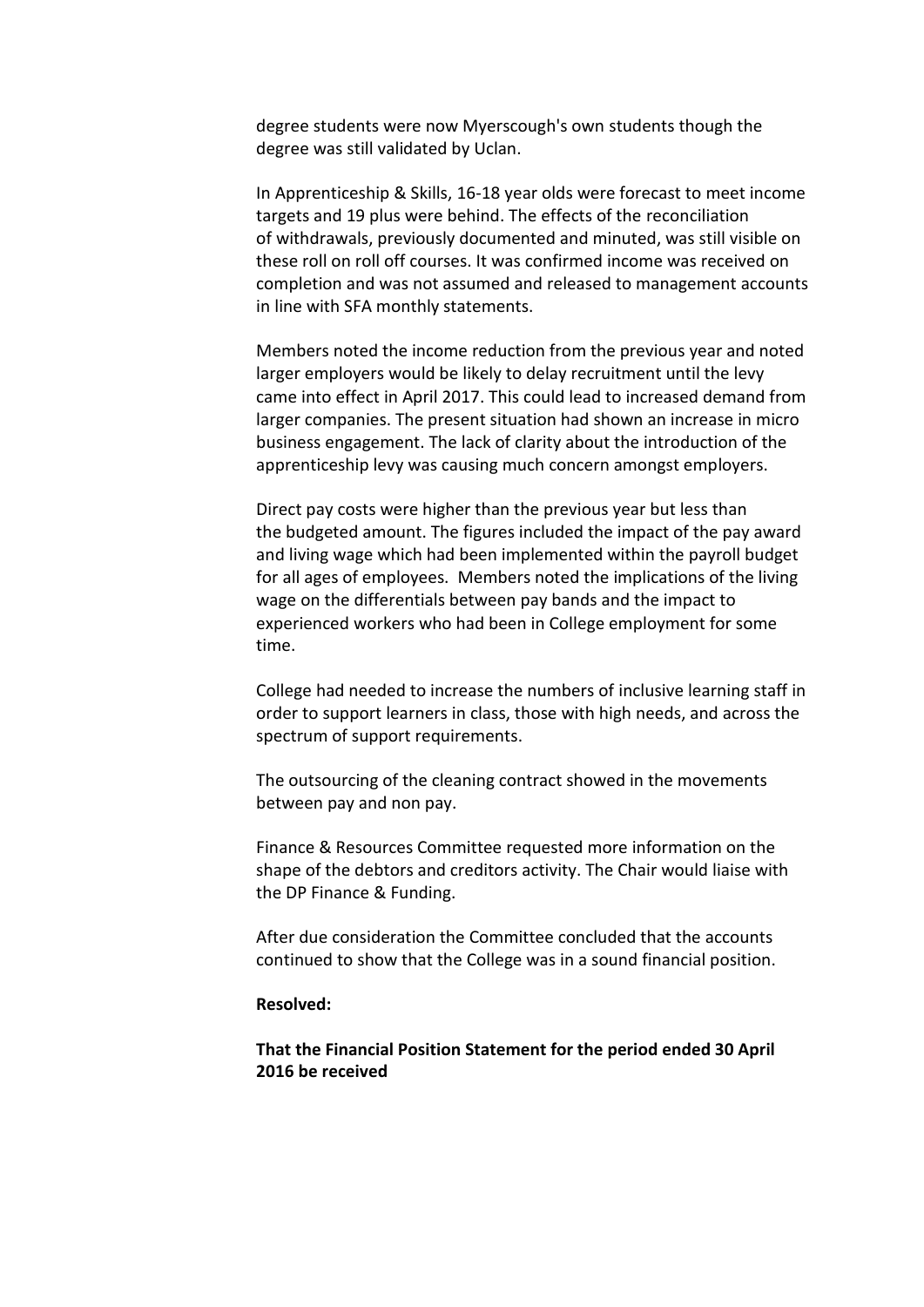degree students were now Myerscough's own students though the degree was still validated by Uclan.

In Apprenticeship & Skills, 16-18 year olds were forecast to meet income targets and 19 plus were behind. The effects of the reconciliation of withdrawals, previously documented and minuted, was still visible on these roll on roll off courses. It was confirmed income was received on completion and was not assumed and released to management accounts in line with SFA monthly statements.

Members noted the income reduction from the previous year and noted larger employers would be likely to delay recruitment until the levy came into effect in April 2017. This could lead to increased demand from larger companies. The present situation had shown an increase in micro business engagement. The lack of clarity about the introduction of the apprenticeship levy was causing much concern amongst employers.

Direct pay costs were higher than the previous year but less than the budgeted amount. The figures included the impact of the pay award and living wage which had been implemented within the payroll budget for all ages of employees. Members noted the implications of the living wage on the differentials between pay bands and the impact to experienced workers who had been in College employment for some time.

College had needed to increase the numbers of inclusive learning staff in order to support learners in class, those with high needs, and across the spectrum of support requirements.

The outsourcing of the cleaning contract showed in the movements between pay and non pay.

Finance & Resources Committee requested more information on the shape of the debtors and creditors activity. The Chair would liaise with the DP Finance & Funding.

After due consideration the Committee concluded that the accounts continued to show that the College was in a sound financial position.

**Resolved:**

**That the Financial Position Statement for the period ended 30 April 2016 be received**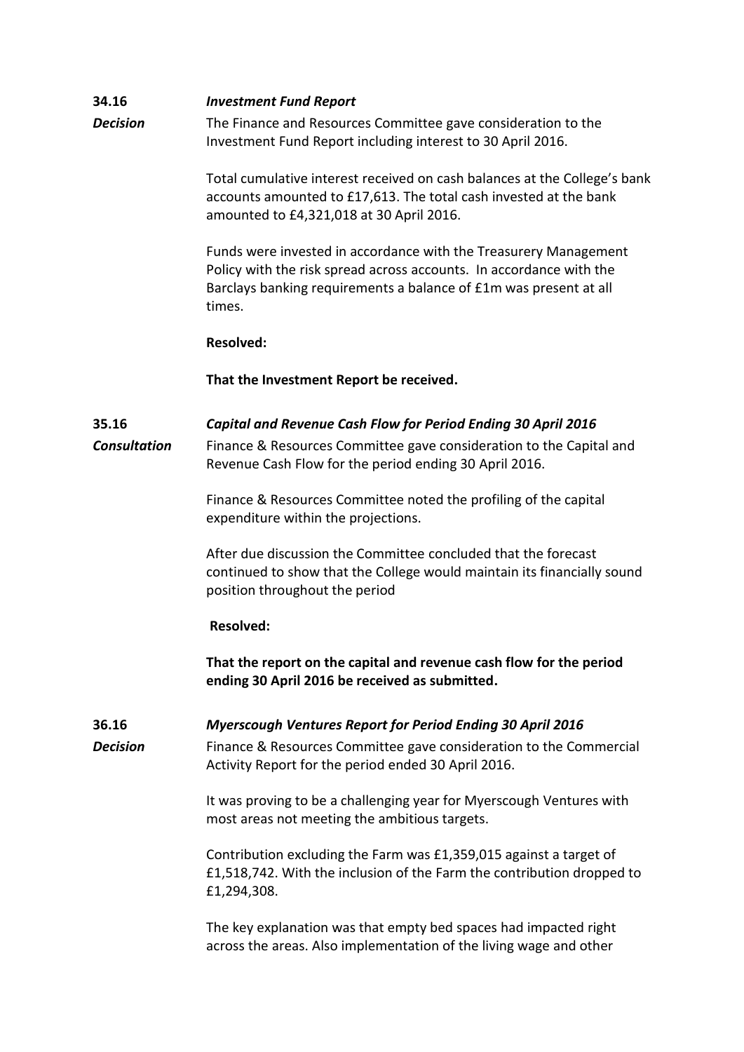**34.16** ***Investment Fund Report***

***Decision***

The Finance and Resources Committee gave consideration to the Investment Fund Report including interest to 30 April 2016.

Total cumulative interest received on cash balances at the College's bank accounts amounted to £17,613. The total cash invested at the bank amounted to £4,321,018 at 30 April 2016.

Funds were invested in accordance with the Treasurery Management Policy with the risk spread across accounts. In accordance with the Barclays banking requirements a balance of £1m was present at all times.

**Resolved:**

**That the Investment Report be received.**

**35.16** ***Capital and Revenue Cash Flow for Period Ending 30 April 2016***

***Consultation***

Finance & Resources Committee gave consideration to the Capital and Revenue Cash Flow for the period ending 30 April 2016.

Finance & Resources Committee noted the profiling of the capital expenditure within the projections.

After due discussion the Committee concluded that the forecast continued to show that the College would maintain its financially sound position throughout the period

**Resolved:**

**That the report on the capital and revenue cash flow for the period ending 30 April 2016 be received as submitted.**

**36.16** ***Myerscough Ventures Report for Period Ending 30 April 2016***

***Decision***

Finance & Resources Committee gave consideration to the Commercial Activity Report for the period ended 30 April 2016.

It was proving to be a challenging year for Myerscough Ventures with most areas not meeting the ambitious targets.

Contribution excluding the Farm was £1,359,015 against a target of £1,518,742. With the inclusion of the Farm the contribution dropped to £1,294,308.

The key explanation was that empty bed spaces had impacted right across the areas. Also implementation of the living wage and other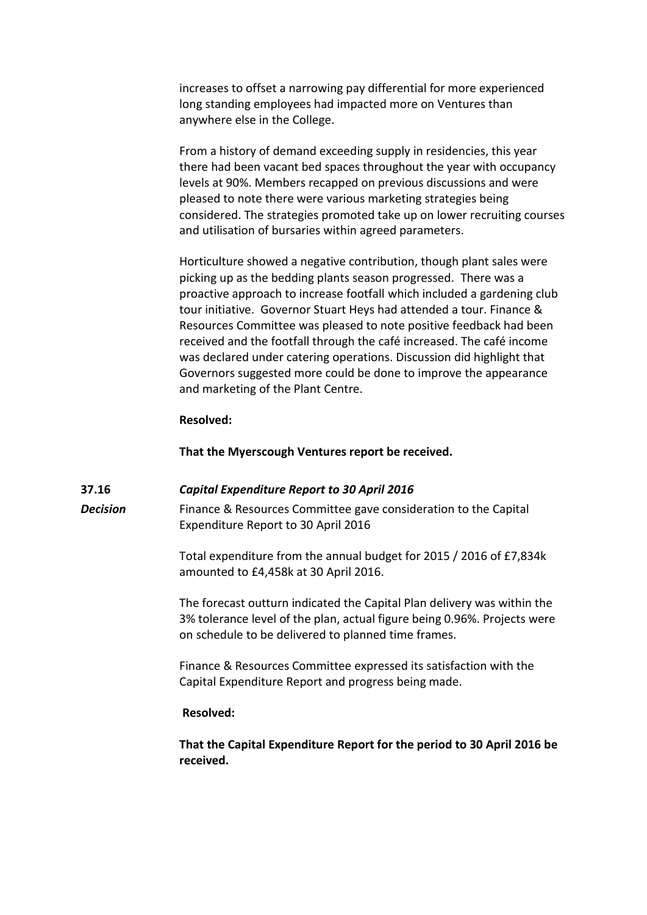increases to offset a narrowing pay differential for more experienced long standing employees had impacted more on Ventures than anywhere else in the College.

From a history of demand exceeding supply in residencies, this year there had been vacant bed spaces throughout the year with occupancy levels at 90%. Members recapped on previous discussions and were pleased to note there were various marketing strategies being considered. The strategies promoted take up on lower recruiting courses and utilisation of bursaries within agreed parameters.

Horticulture showed a negative contribution, though plant sales were picking up as the bedding plants season progressed. There was a proactive approach to increase footfall which included a gardening club tour initiative. Governor Stuart Heys had attended a tour. Finance & Resources Committee was pleased to note positive feedback had been received and the footfall through the café increased. The café income was declared under catering operations. Discussion did highlight that Governors suggested more could be done to improve the appearance and marketing of the Plant Centre.

**Resolved:**

**That the Myerscough Ventures report be received.**

**37.16** ***Capital Expenditure Report to 30 April 2016***

***Decision***

Finance & Resources Committee gave consideration to the Capital Expenditure Report to 30 April 2016

Total expenditure from the annual budget for 2015 / 2016 of £7,834k amounted to £4,458k at 30 April 2016.

The forecast outturn indicated the Capital Plan delivery was within the 3% tolerance level of the plan, actual figure being 0.96%. Projects were on schedule to be delivered to planned time frames.

Finance & Resources Committee expressed its satisfaction with the Capital Expenditure Report and progress being made.

**Resolved:**

**That the Capital Expenditure Report for the period to 30 April 2016 be received.**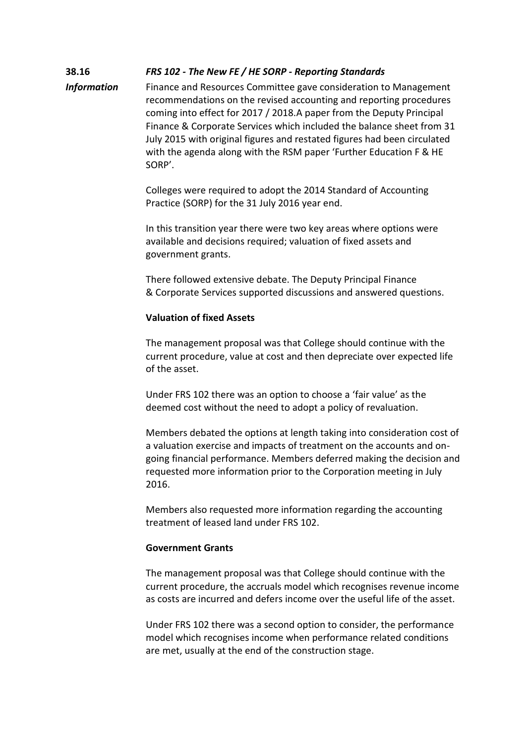**38.16** ***FRS 102 - The New FE / HE SORP - Reporting Standards***

***Information***

Finance and Resources Committee gave consideration to Management recommendations on the revised accounting and reporting procedures coming into effect for 2017 / 2018.A paper from the Deputy Principal Finance & Corporate Services which included the balance sheet from 31 July 2015 with original figures and restated figures had been circulated with the agenda along with the RSM paper 'Further Education F & HE SORP'.

Colleges were required to adopt the 2014 Standard of Accounting Practice (SORP) for the 31 July 2016 year end.

In this transition year there were two key areas where options were available and decisions required; valuation of fixed assets and government grants.

There followed extensive debate. The Deputy Principal Finance & Corporate Services supported discussions and answered questions.

**Valuation of fixed Assets**

The management proposal was that College should continue with the current procedure, value at cost and then depreciate over expected life of the asset.

Under FRS 102 there was an option to choose a 'fair value' as the deemed cost without the need to adopt a policy of revaluation.

Members debated the options at length taking into consideration cost of a valuation exercise and impacts of treatment on the accounts and on-going financial performance. Members deferred making the decision and requested more information prior to the Corporation meeting in July 2016.

Members also requested more information regarding the accounting treatment of leased land under FRS 102.

**Government Grants**

The management proposal was that College should continue with the current procedure, the accruals model which recognises revenue income as costs are incurred and defers income over the useful life of the asset.

Under FRS 102 there was a second option to consider, the performance model which recognises income when performance related conditions are met, usually at the end of the construction stage.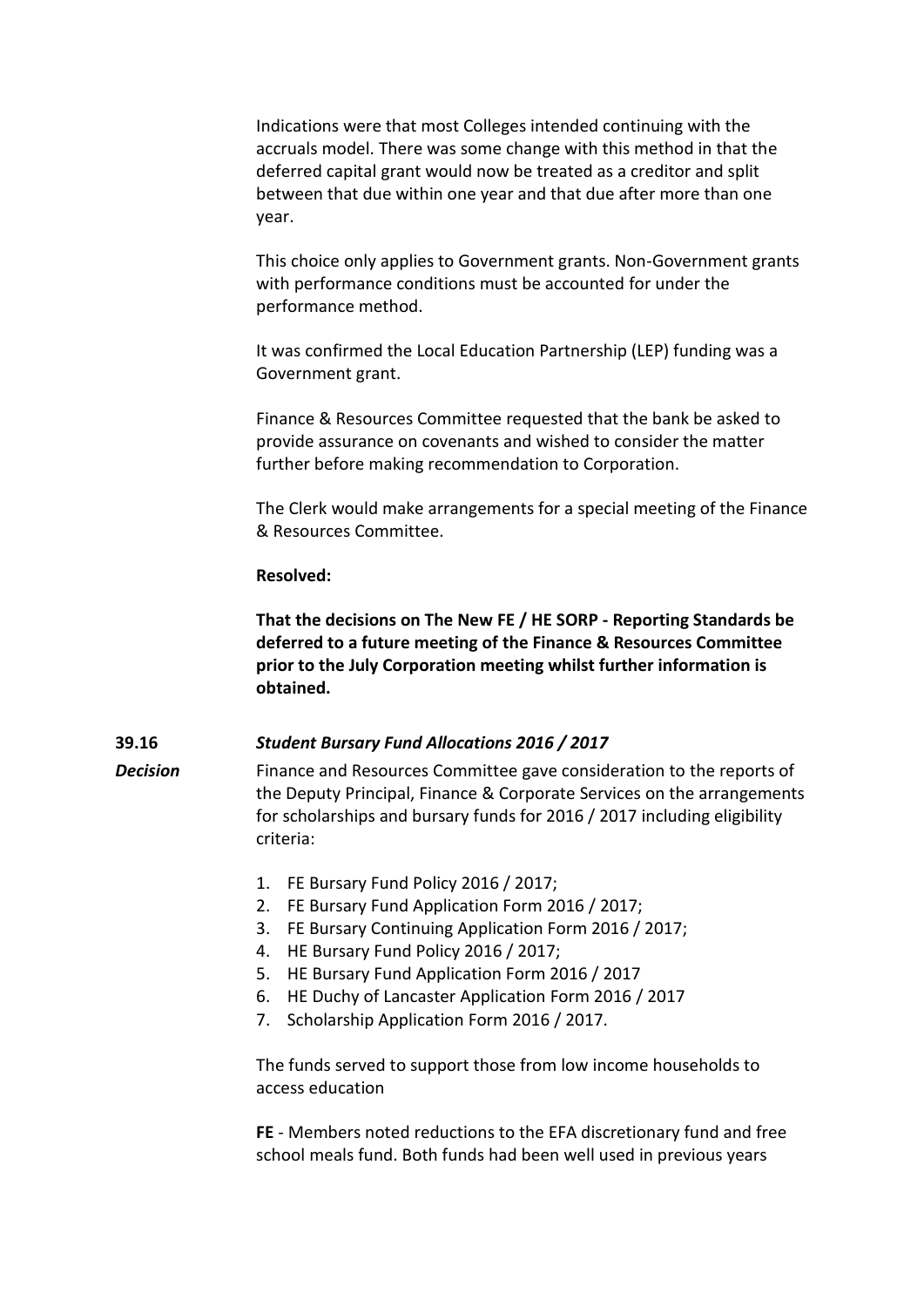Indications were that most Colleges intended continuing with the accruals model. There was some change with this method in that the deferred capital grant would now be treated as a creditor and split between that due within one year and that due after more than one year.

This choice only applies to Government grants. Non-Government grants with performance conditions must be accounted for under the performance method.

It was confirmed the Local Education Partnership (LEP) funding was a Government grant.

Finance & Resources Committee requested that the bank be asked to provide assurance on covenants and wished to consider the matter further before making recommendation to Corporation.

The Clerk would make arrangements for a special meeting of the Finance & Resources Committee.

**Resolved:**

**That the decisions on The New FE / HE SORP - Reporting Standards be deferred to a future meeting of the Finance & Resources Committee prior to the July Corporation meeting whilst further information is obtained.**

**39.16** ***Student Bursary Fund Allocations 2016 / 2017***

***Decision***

Finance and Resources Committee gave consideration to the reports of the Deputy Principal, Finance & Corporate Services on the arrangements for scholarships and bursary funds for 2016 / 2017 including eligibility criteria:

1. FE Bursary Fund Policy 2016 / 2017;
2. FE Bursary Fund Application Form 2016 / 2017;
3. FE Bursary Continuing Application Form 2016 / 2017;
4. HE Bursary Fund Policy 2016 / 2017;
5. HE Bursary Fund Application Form 2016 / 2017
6. HE Duchy of Lancaster Application Form 2016 / 2017
7. Scholarship Application Form 2016 / 2017.

The funds served to support those from low income households to access education

**FE** - Members noted reductions to the EFA discretionary fund and free school meals fund. Both funds had been well used in previous years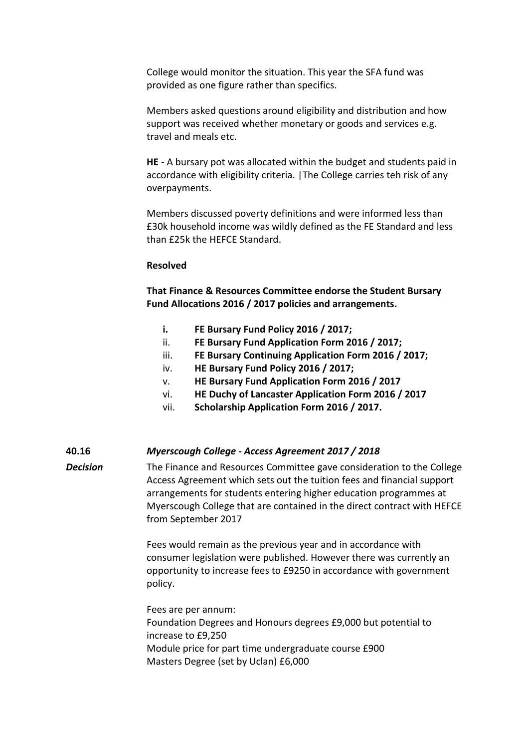College would monitor the situation. This year the SFA fund was provided as one figure rather than specifics.

Members asked questions around eligibility and distribution and how support was received whether monetary or goods and services e.g. travel and meals etc.

**HE** - A bursary pot was allocated within the budget and students paid in accordance with eligibility criteria. |The College carries teh risk of any overpayments.

Members discussed poverty definitions and were informed less than £30k household income was wildly defined as the FE Standard and less than £25k the HEFCE Standard.

**Resolved**

**That Finance & Resources Committee endorse the Student Bursary Fund Allocations 2016 / 2017 policies and arrangements.**

i. **FE Bursary Fund Policy 2016 / 2017;**
ii. **FE Bursary Fund Application Form 2016 / 2017;**
iii. **FE Bursary Continuing Application Form 2016 / 2017;**
iv. **HE Bursary Fund Policy 2016 / 2017;**
v. **HE Bursary Fund Application Form 2016 / 2017**
vi. **HE Duchy of Lancaster Application Form 2016 / 2017**
vii. **Scholarship Application Form 2016 / 2017.**

**40.16** ***Myerscough College - Access Agreement 2017 / 2018***

***Decision***

The Finance and Resources Committee gave consideration to the College Access Agreement which sets out the tuition fees and financial support arrangements for students entering higher education programmes at Myerscough College that are contained in the direct contract with HEFCE from September 2017

Fees would remain as the previous year and in accordance with consumer legislation were published. However there was currently an opportunity to increase fees to £9250 in accordance with government policy.

Fees are per annum:
Foundation Degrees and Honours degrees £9,000 but potential to increase to £9,250
Module price for part time undergraduate course £900
Masters Degree (set by Uclan) £6,000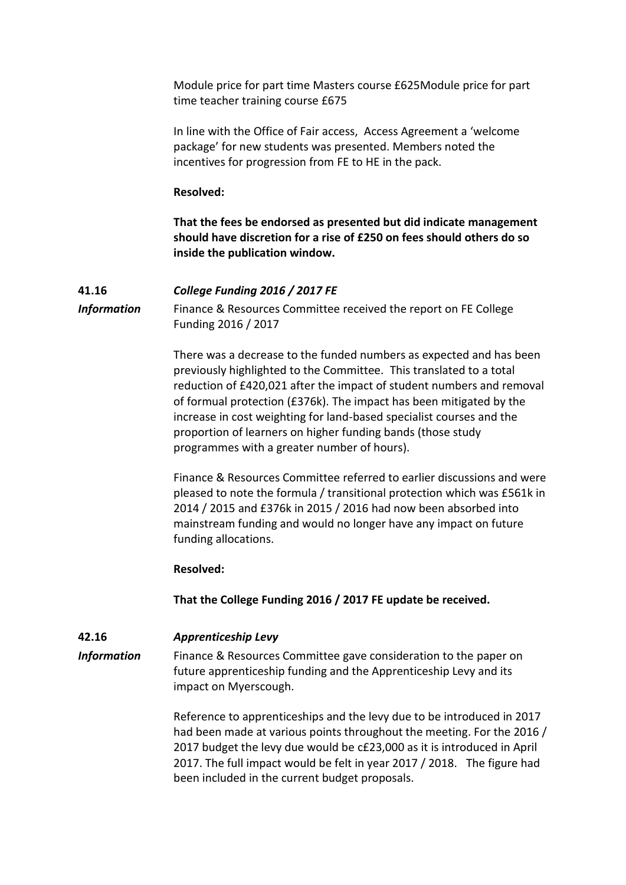Module price for part time Masters course £625Module price for part time teacher training course £675

In line with the Office of Fair access, Access Agreement a 'welcome package' for new students was presented. Members noted the incentives for progression from FE to HE in the pack.

**Resolved:**

**That the fees be endorsed as presented but did indicate management should have discretion for a rise of £250 on fees should others do so inside the publication window.**

**41.16** ***College Funding 2016 / 2017 FE***

***Information*** Finance & Resources Committee received the report on FE College Funding 2016 / 2017

There was a decrease to the funded numbers as expected and has been previously highlighted to the Committee. This translated to a total reduction of £420,021 after the impact of student numbers and removal of formual protection (£376k). The impact has been mitigated by the increase in cost weighting for land-based specialist courses and the proportion of learners on higher funding bands (those study programmes with a greater number of hours).

Finance & Resources Committee referred to earlier discussions and were pleased to note the formula / transitional protection which was £561k in 2014 / 2015 and £376k in 2015 / 2016 had now been absorbed into mainstream funding and would no longer have any impact on future funding allocations.

**Resolved:**

**That the College Funding 2016 / 2017 FE update be received.**

**42.16** ***Apprenticeship Levy***

***Information*** Finance & Resources Committee gave consideration to the paper on future apprenticeship funding and the Apprenticeship Levy and its impact on Myerscough.

Reference to apprenticeships and the levy due to be introduced in 2017 had been made at various points throughout the meeting. For the 2016 / 2017 budget the levy due would be c£23,000 as it is introduced in April 2017. The full impact would be felt in year 2017 / 2018. The figure had been included in the current budget proposals.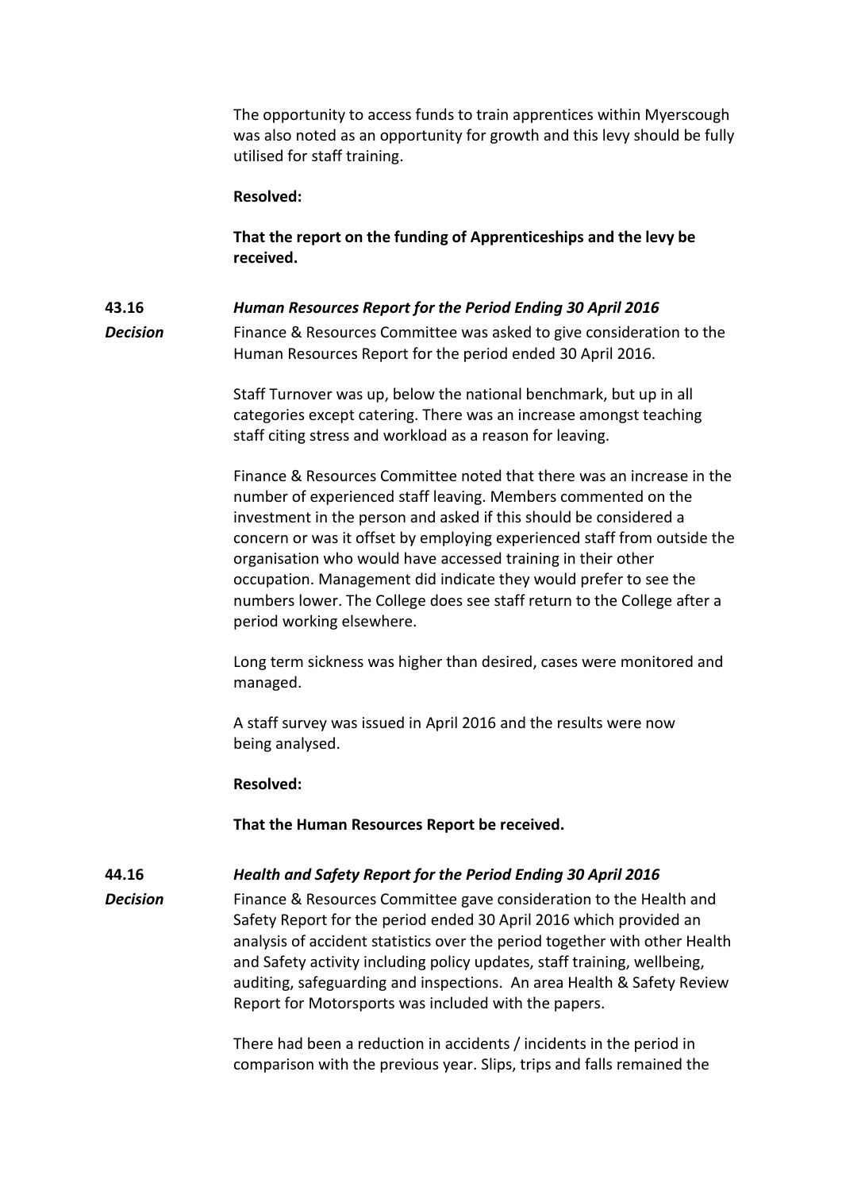The opportunity to access funds to train apprentices within Myerscough was also noted as an opportunity for growth and this levy should be fully utilised for staff training.

**Resolved:**

**That the report on the funding of Apprenticeships and the levy be received.**

**43.16** ***Human Resources Report for the Period Ending 30 April 2016***

***Decision***

Finance & Resources Committee was asked to give consideration to the Human Resources Report for the period ended 30 April 2016.

Staff Turnover was up, below the national benchmark, but up in all categories except catering. There was an increase amongst teaching staff citing stress and workload as a reason for leaving.

Finance & Resources Committee noted that there was an increase in the number of experienced staff leaving. Members commented on the investment in the person and asked if this should be considered a concern or was it offset by employing experienced staff from outside the organisation who would have accessed training in their other occupation. Management did indicate they would prefer to see the numbers lower. The College does see staff return to the College after a period working elsewhere.

Long term sickness was higher than desired, cases were monitored and managed.

A staff survey was issued in April 2016 and the results were now being analysed.

**Resolved:**

**That the Human Resources Report be received.**

**44.16** ***Health and Safety Report for the Period Ending 30 April 2016***

***Decision***

Finance & Resources Committee gave consideration to the Health and Safety Report for the period ended 30 April 2016 which provided an analysis of accident statistics over the period together with other Health and Safety activity including policy updates, staff training, wellbeing, auditing, safeguarding and inspections. An area Health & Safety Review Report for Motorsports was included with the papers.

There had been a reduction in accidents / incidents in the period in comparison with the previous year. Slips, trips and falls remained the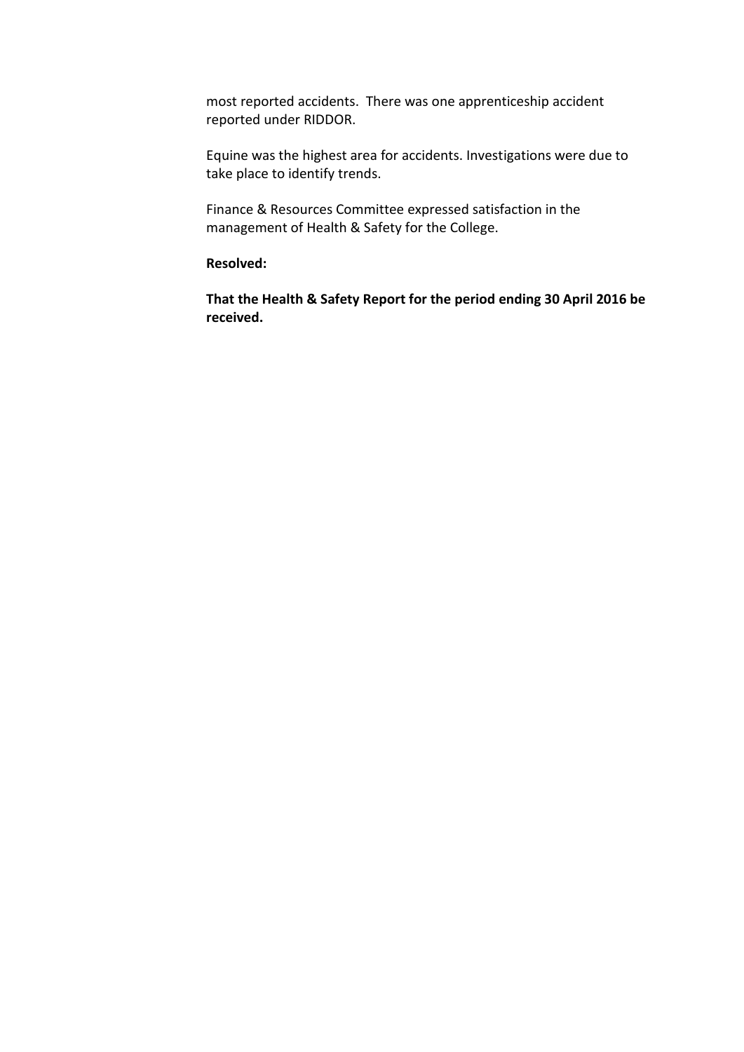most reported accidents. There was one apprenticeship accident reported under RIDDOR.

Equine was the highest area for accidents. Investigations were due to take place to identify trends.

Finance & Resources Committee expressed satisfaction in the management of Health & Safety for the College.

**Resolved:**

**That the Health & Safety Report for the period ending 30 April 2016 be received.**